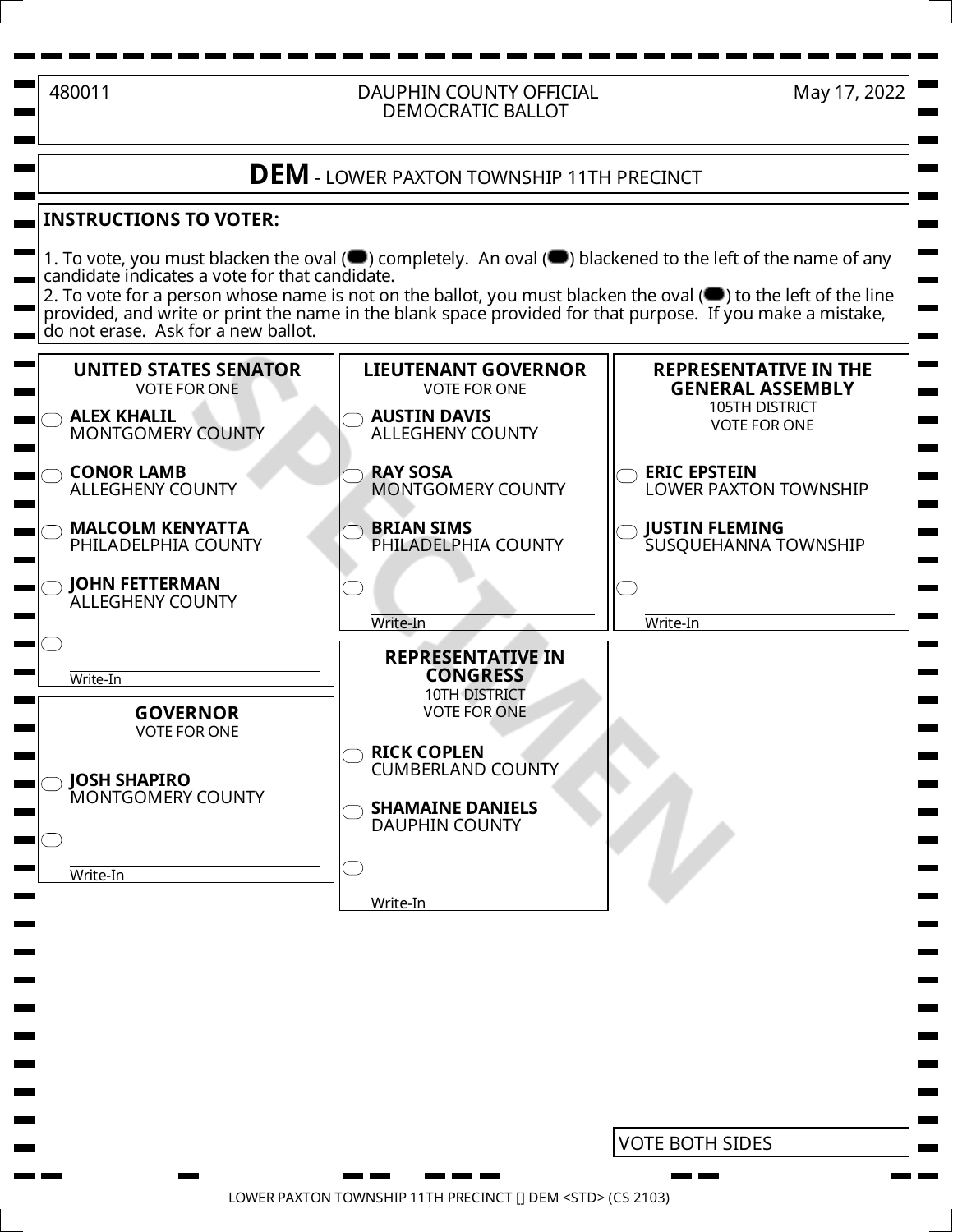480011

# DAUPHIN COUNTY OFFICIAL DEMOCRATIC BALLOT

May 17, 2022

## DEM - LOWER PAXTON TOWNSHIP 11TH PRECINCT

**INSTRUCTIONS TO VOTER:**

1. To vote, you must blacken the oval (⬬) completely. An oval (⬬) blackened to the left of the name of any candidate indicates a vote for that candidate.
2. To vote for a person whose name is not on the ballot, you must blacken the oval (⬬) to the left of the line provided, and write or print the name in the blank space provided for that purpose. If you make a mistake, do not erase. Ask for a new ballot.

### UNITED STATES SENATOR
VOTE FOR ONE

- ⬭ **ALEX KHALIL** MONTGOMERY COUNTY
- ⬭ **CONOR LAMB** ALLEGHENY COUNTY
- ⬭ **MALCOLM KENYATTA** PHILADELPHIA COUNTY
- ⬭ **JOHN FETTERMAN** ALLEGHENY COUNTY
- ⬭ ________ Write-In

### GOVERNOR
VOTE FOR ONE

- ⬭ **JOSH SHAPIRO** MONTGOMERY COUNTY
- ⬭ ________ Write-In

### LIEUTENANT GOVERNOR
VOTE FOR ONE

- ⬭ **AUSTIN DAVIS** ALLEGHENY COUNTY
- ⬭ **RAY SOSA** MONTGOMERY COUNTY
- ⬭ **BRIAN SIMS** PHILADELPHIA COUNTY
- ⬭ ________ Write-In

### REPRESENTATIVE IN CONGRESS
10TH DISTRICT
VOTE FOR ONE

- ⬭ **RICK COPLEN** CUMBERLAND COUNTY
- ⬭ **SHAMAINE DANIELS** DAUPHIN COUNTY
- ⬭ ________ Write-In

### REPRESENTATIVE IN THE GENERAL ASSEMBLY
105TH DISTRICT
VOTE FOR ONE

- ⬭ **ERIC EPSTEIN** LOWER PAXTON TOWNSHIP
- ⬭ **JUSTIN FLEMING** SUSQUEHANNA TOWNSHIP
- ⬭ ________ Write-In

VOTE BOTH SIDES

LOWER PAXTON TOWNSHIP 11TH PRECINCT [] DEM <STD> (CS 2103)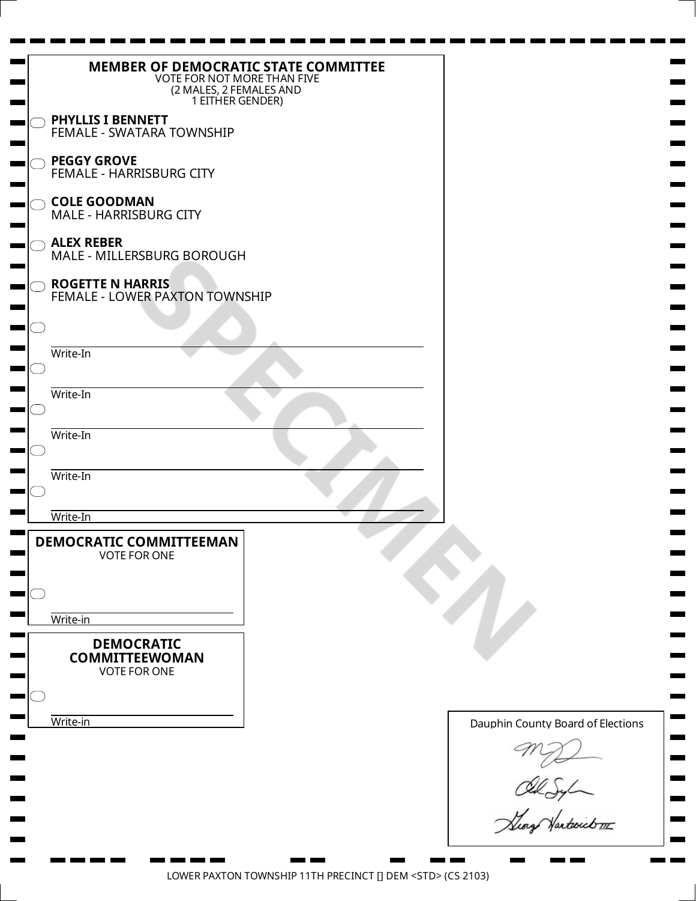## MEMBER OF DEMOCRATIC STATE COMMITTEE

VOTE FOR NOT MORE THAN FIVE
(2 MALES, 2 FEMALES AND
1 EITHER GENDER)

- ⬭ **PHYLLIS I BENNETT**
  FEMALE - SWATARA TOWNSHIP
- ⬭ **PEGGY GROVE**
  FEMALE - HARRISBURG CITY
- ⬭ **COLE GOODMAN**
  MALE - HARRISBURG CITY
- ⬭ **ALEX REBER**
  MALE - MILLERSBURG BOROUGH
- ⬭ **ROGETTE N HARRIS**
  FEMALE - LOWER PAXTON TOWNSHIP
- ⬭ ______________________ Write-In
- ⬭ ______________________ Write-In
- ⬭ ______________________ Write-In
- ⬭ ______________________ Write-In
- ⬭ ______________________ Write-In

## DEMOCRATIC COMMITTEEMAN

VOTE FOR ONE

- ⬭ ______________________ Write-in

## DEMOCRATIC COMMITTEEWOMAN

VOTE FOR ONE

- ⬭ ______________________ Write-in

SPECIMEN

Dauphin County Board of Elections

LOWER PAXTON TOWNSHIP 11TH PRECINCT [] DEM <STD> (CS 2103)